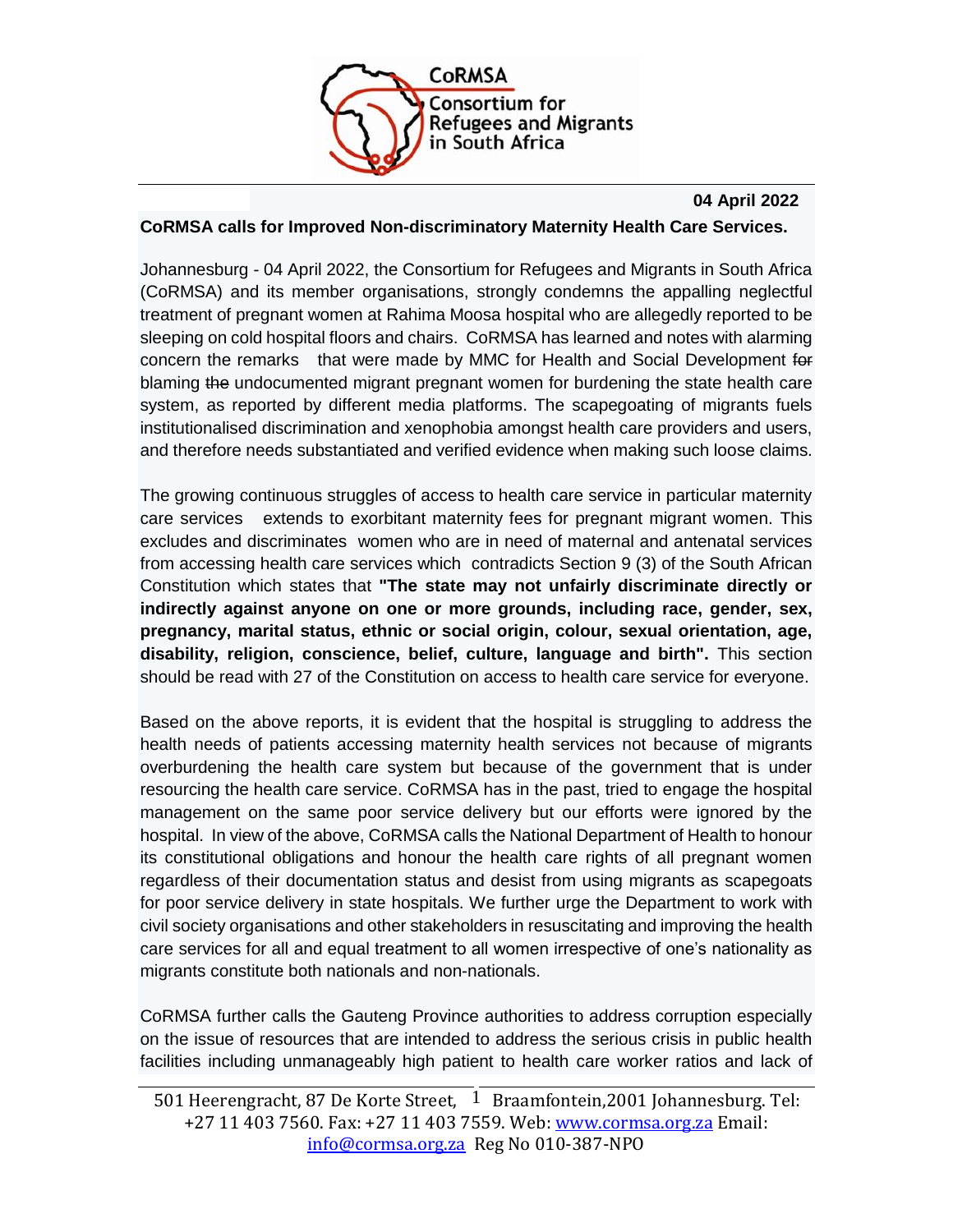CoRMSA
Consortium for Refugees and Migrants in South Africa

**04 April 2022**

**CoRMSA calls for Improved Non-discriminatory Maternity Health Care Services.**

Johannesburg - 04 April 2022, the Consortium for Refugees and Migrants in South Africa (CoRMSA) and its member organisations, strongly condemns the appalling neglectful treatment of pregnant women at Rahima Moosa hospital who are allegedly reported to be sleeping on cold hospital floors and chairs. CoRMSA has learned and notes with alarming concern the remarks that were made by MMC for Health and Social Development ~~for~~ blaming ~~the~~ undocumented migrant pregnant women for burdening the state health care system, as reported by different media platforms. The scapegoating of migrants fuels institutionalised discrimination and xenophobia amongst health care providers and users, and therefore needs substantiated and verified evidence when making such loose claims.

The growing continuous struggles of access to health care service in particular maternity care services extends to exorbitant maternity fees for pregnant migrant women. This excludes and discriminates women who are in need of maternal and antenatal services from accessing health care services which contradicts Section 9 (3) of the South African Constitution which states that **"The state may not unfairly discriminate directly or indirectly against anyone on one or more grounds, including race, gender, sex, pregnancy, marital status, ethnic or social origin, colour, sexual orientation, age, disability, religion, conscience, belief, culture, language and birth".** This section should be read with 27 of the Constitution on access to health care service for everyone.

Based on the above reports, it is evident that the hospital is struggling to address the health needs of patients accessing maternity health services not because of migrants overburdening the health care system but because of the government that is under resourcing the health care service. CoRMSA has in the past, tried to engage the hospital management on the same poor service delivery but our efforts were ignored by the hospital. In view of the above, CoRMSA calls the National Department of Health to honour its constitutional obligations and honour the health care rights of all pregnant women regardless of their documentation status and desist from using migrants as scapegoats for poor service delivery in state hospitals. We further urge the Department to work with civil society organisations and other stakeholders in resuscitating and improving the health care services for all and equal treatment to all women irrespective of one's nationality as migrants constitute both nationals and non-nationals.

CoRMSA further calls the Gauteng Province authorities to address corruption especially on the issue of resources that are intended to address the serious crisis in public health facilities including unmanageably high patient to health care worker ratios and lack of

501 Heerengracht, 87 De Korte Street, Braamfontein,2001 Johannesburg. Tel: +27 11 403 7560. Fax: +27 11 403 7559. Web: www.cormsa.org.za Email: info@cormsa.org.za Reg No 010-387-NPO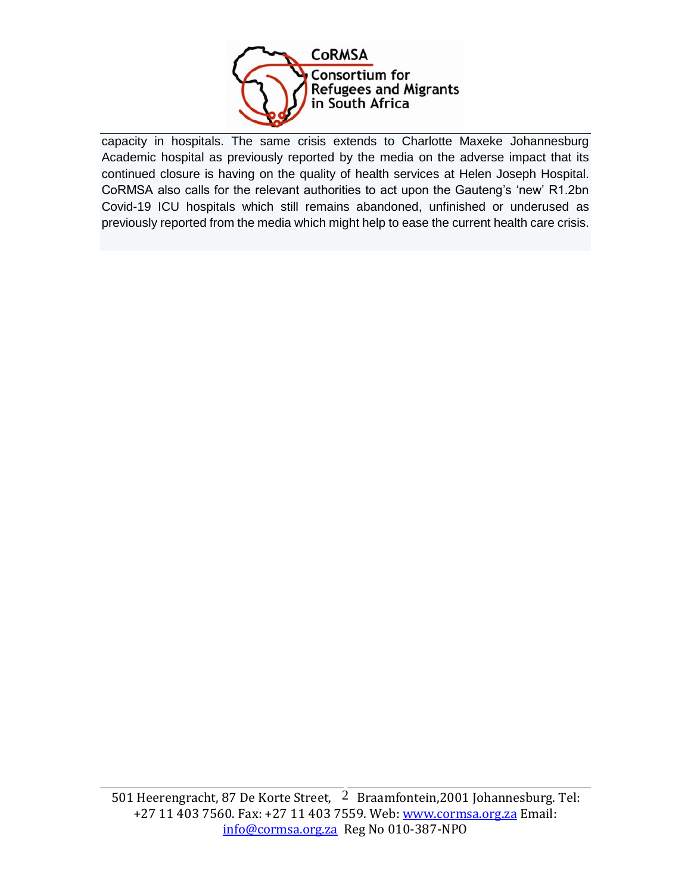capacity in hospitals. The same crisis extends to Charlotte Maxeke Johannesburg Academic hospital as previously reported by the media on the adverse impact that its continued closure is having on the quality of health services at Helen Joseph Hospital. CoRMSA also calls for the relevant authorities to act upon the Gauteng's 'new' R1.2bn Covid-19 ICU hospitals which still remains abandoned, unfinished or underused as previously reported from the media which might help to ease the current health care crisis.